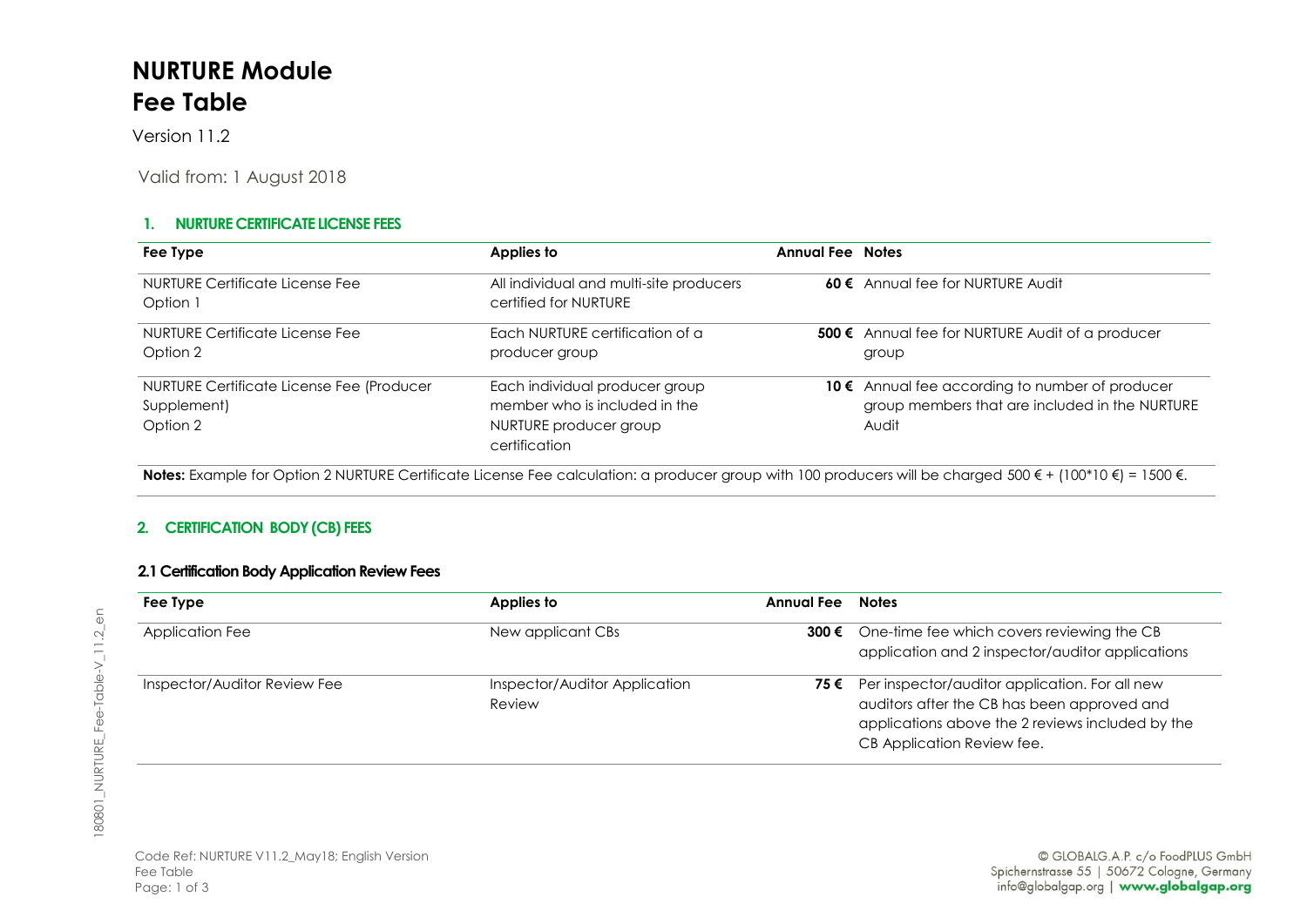# NURTURE Module
# Fee Table

Version 11.2

Valid from: 1 August 2018

### 1. NURTURE CERTIFICATE LICENSE FEES

| Fee Type | Applies to | Annual Fee | Notes |
|---|---|---|---|
| NURTURE Certificate License Fee Option 1 | All individual and multi-site producers certified for NURTURE | **60 €** | Annual fee for NURTURE Audit |
| NURTURE Certificate License Fee Option 2 | Each NURTURE certification of a producer group | **500 €** | Annual fee for NURTURE Audit of a producer group |
| NURTURE Certificate License Fee (Producer Supplement) Option 2 | Each individual producer group member who is included in the NURTURE producer group certification | **10 €** | Annual fee according to number of producer group members that are included in the NURTURE Audit |

**Notes:** Example for Option 2 NURTURE Certificate License Fee calculation: a producer group with 100 producers will be charged 500 € + (100*10 €) = 1500 €.

### 2. CERTIFICATION BODY (CB) FEES

#### 2.1 Certification Body Application Review Fees

| Fee Type | Applies to | Annual Fee | Notes |
|---|---|---|---|
| Application Fee | New applicant CBs | **300 €** | One-time fee which covers reviewing the CB application and 2 inspector/auditor applications |
| Inspector/Auditor Review Fee | Inspector/Auditor Application Review | **75 €** | Per inspector/auditor application. For all new auditors after the CB has been approved and applications above the 2 reviews included by the CB Application Review fee. |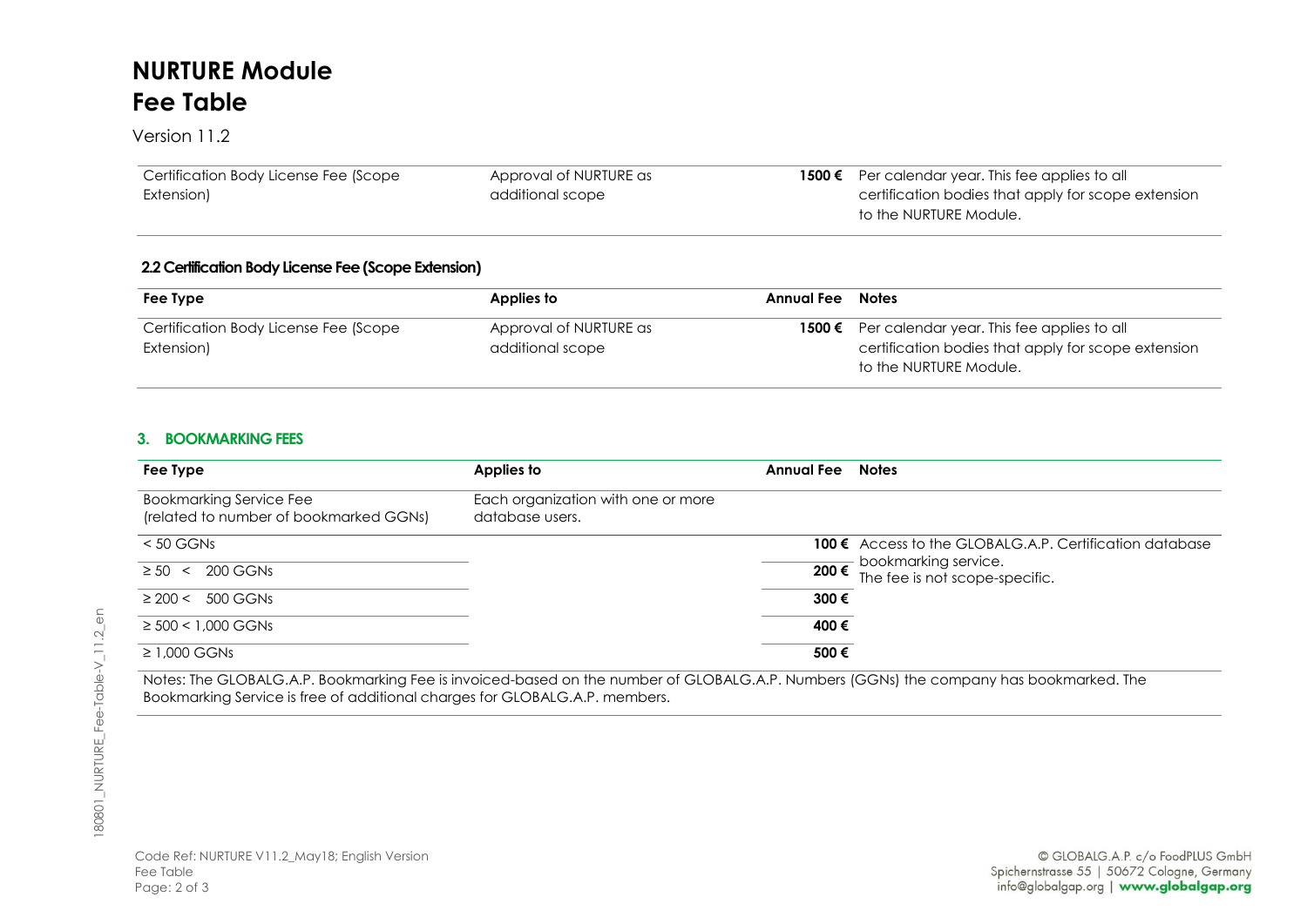# NURTURE Module
# Fee Table

Version 11.2

| Certification Body License Fee (Scope Extension) | Approval of NURTURE as additional scope | **1500 €** | Per calendar year. This fee applies to all certification bodies that apply for scope extension to the NURTURE Module. |
|---|---|---|---|

### 2.2 Certification Body License Fee (Scope Extension)

| Fee Type | Applies to | Annual Fee | Notes |
|---|---|---|---|
| Certification Body License Fee (Scope Extension) | Approval of NURTURE as additional scope | **1500 €** | Per calendar year. This fee applies to all certification bodies that apply for scope extension to the NURTURE Module. |

## 3. BOOKMARKING FEES

| Fee Type | Applies to | Annual Fee | Notes |
|---|---|---|---|
| Bookmarking Service Fee (related to number of bookmarked GGNs) | Each organization with one or more database users. | | |
| < 50 GGNs | | **100 €** | Access to the GLOBALG.A.P. Certification database bookmarking service. The fee is not scope-specific. |
| ≥ 50 < 200 GGNs | | **200 €** | |
| ≥ 200 < 500 GGNs | | **300 €** | |
| ≥ 500 < 1,000 GGNs | | **400 €** | |
| ≥ 1,000 GGNs | | **500 €** | |

Notes: The GLOBALG.A.P. Bookmarking Fee is invoiced-based on the number of GLOBALG.A.P. Numbers (GGNs) the company has bookmarked. The Bookmarking Service is free of additional charges for GLOBALG.A.P. members.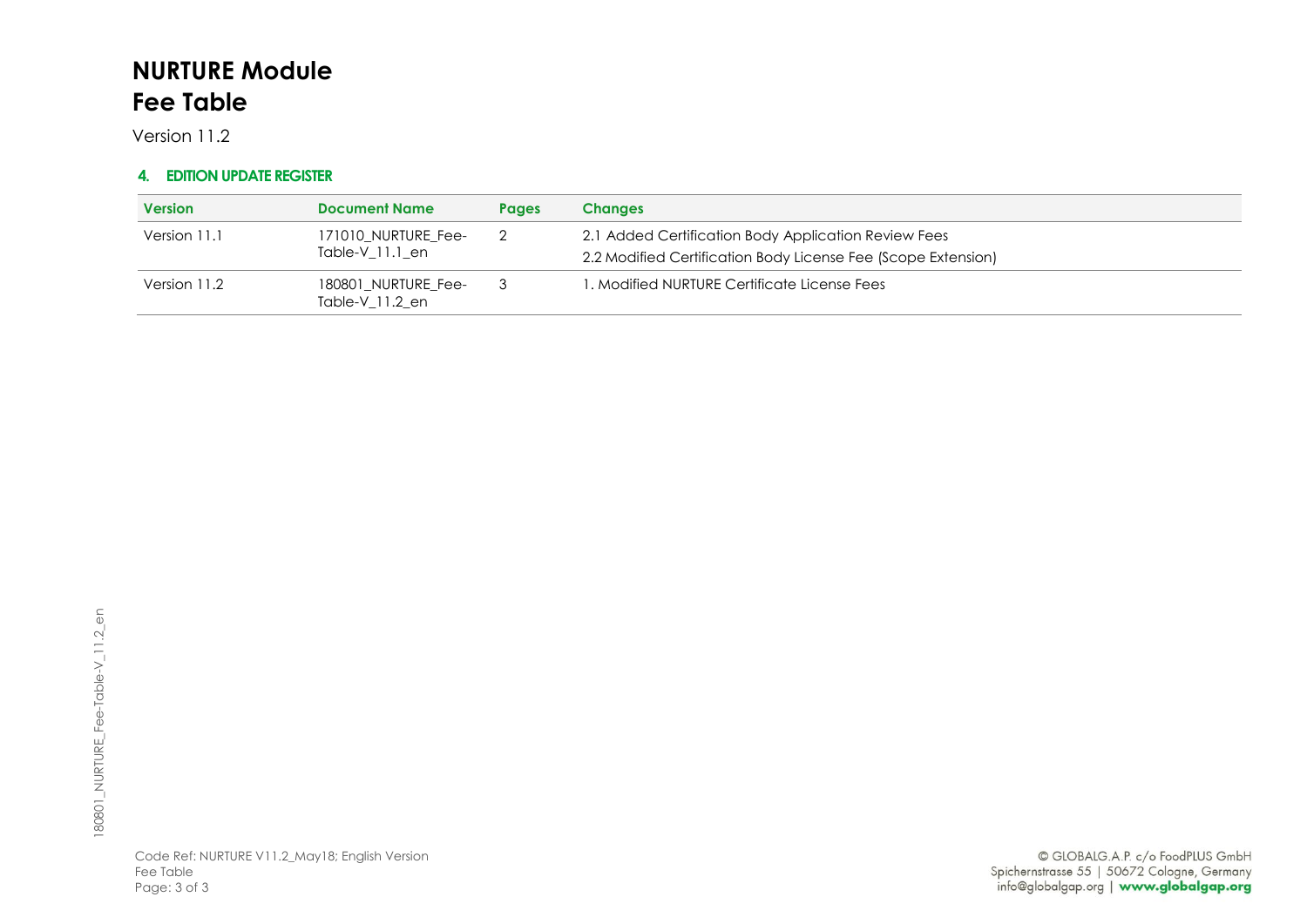# NURTURE Module
# Fee Table

Version 11.2

## 4. EDITION UPDATE REGISTER

| Version | Document Name | Pages | Changes |
|---|---|---|---|
| Version 11.1 | 171010_NURTURE_Fee-Table-V_11.1_en | 2 | 2.1 Added Certification Body Application Review Fees<br>2.2 Modified Certification Body License Fee (Scope Extension) |
| Version 11.2 | 180801_NURTURE_Fee-Table-V_11.2_en | 3 | 1. Modified NURTURE Certificate License Fees |